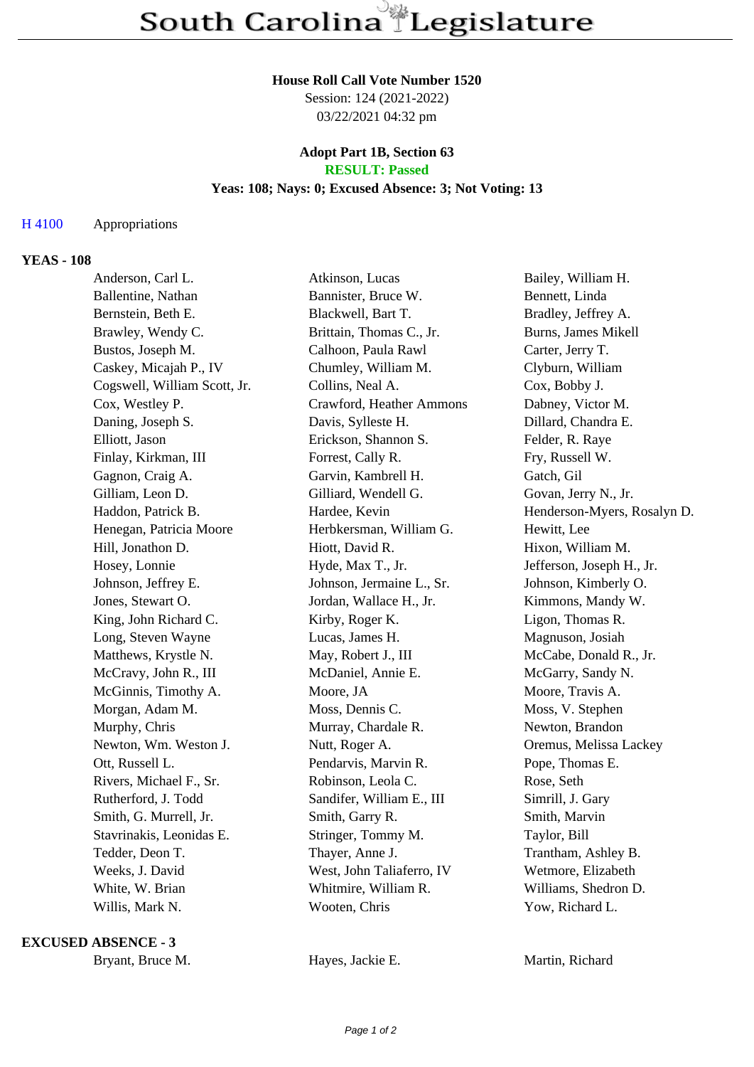# South Carolina Legislature

**House Roll Call Vote Number 1520**
Session: 124 (2021-2022)
03/22/2021 04:32 pm

**Adopt Part 1B, Section 63**
**RESULT: Passed**
**Yeas: 108; Nays: 0; Excused Absence: 3; Not Voting: 13**

H 4100 Appropriations

**YEAS - 108**

| | | |
|---|---|---|
| Anderson, Carl L. | Atkinson, Lucas | Bailey, William H. |
| Ballentine, Nathan | Bannister, Bruce W. | Bennett, Linda |
| Bernstein, Beth E. | Blackwell, Bart T. | Bradley, Jeffrey A. |
| Brawley, Wendy C. | Brittain, Thomas C., Jr. | Burns, James Mikell |
| Bustos, Joseph M. | Calhoon, Paula Rawl | Carter, Jerry T. |
| Caskey, Micajah P., IV | Chumley, William M. | Clyburn, William |
| Cogswell, William Scott, Jr. | Collins, Neal A. | Cox, Bobby J. |
| Cox, Westley P. | Crawford, Heather Ammons | Dabney, Victor M. |
| Daning, Joseph S. | Davis, Sylleste H. | Dillard, Chandra E. |
| Elliott, Jason | Erickson, Shannon S. | Felder, R. Raye |
| Finlay, Kirkman, III | Forrest, Cally R. | Fry, Russell W. |
| Gagnon, Craig A. | Garvin, Kambrell H. | Gatch, Gil |
| Gilliam, Leon D. | Gilliard, Wendell G. | Govan, Jerry N., Jr. |
| Haddon, Patrick B. | Hardee, Kevin | Henderson-Myers, Rosalyn D. |
| Henegan, Patricia Moore | Herbkersman, William G. | Hewitt, Lee |
| Hill, Jonathon D. | Hiott, David R. | Hixon, William M. |
| Hosey, Lonnie | Hyde, Max T., Jr. | Jefferson, Joseph H., Jr. |
| Johnson, Jeffrey E. | Johnson, Jermaine L., Sr. | Johnson, Kimberly O. |
| Jones, Stewart O. | Jordan, Wallace H., Jr. | Kimmons, Mandy W. |
| King, John Richard C. | Kirby, Roger K. | Ligon, Thomas R. |
| Long, Steven Wayne | Lucas, James H. | Magnuson, Josiah |
| Matthews, Krystle N. | May, Robert J., III | McCabe, Donald R., Jr. |
| McCravy, John R., III | McDaniel, Annie E. | McGarry, Sandy N. |
| McGinnis, Timothy A. | Moore, JA | Moore, Travis A. |
| Morgan, Adam M. | Moss, Dennis C. | Moss, V. Stephen |
| Murphy, Chris | Murray, Chardale R. | Newton, Brandon |
| Newton, Wm. Weston J. | Nutt, Roger A. | Oremus, Melissa Lackey |
| Ott, Russell L. | Pendarvis, Marvin R. | Pope, Thomas E. |
| Rivers, Michael F., Sr. | Robinson, Leola C. | Rose, Seth |
| Rutherford, J. Todd | Sandifer, William E., III | Simrill, J. Gary |
| Smith, G. Murrell, Jr. | Smith, Garry R. | Smith, Marvin |
| Stavrinakis, Leonidas E. | Stringer, Tommy M. | Taylor, Bill |
| Tedder, Deon T. | Thayer, Anne J. | Trantham, Ashley B. |
| Weeks, J. David | West, John Taliaferro, IV | Wetmore, Elizabeth |
| White, W. Brian | Whitmire, William R. | Williams, Shedron D. |
| Willis, Mark N. | Wooten, Chris | Yow, Richard L. |

**EXCUSED ABSENCE - 3**

| | | |
|---|---|---|
| Bryant, Bruce M. | Hayes, Jackie E. | Martin, Richard |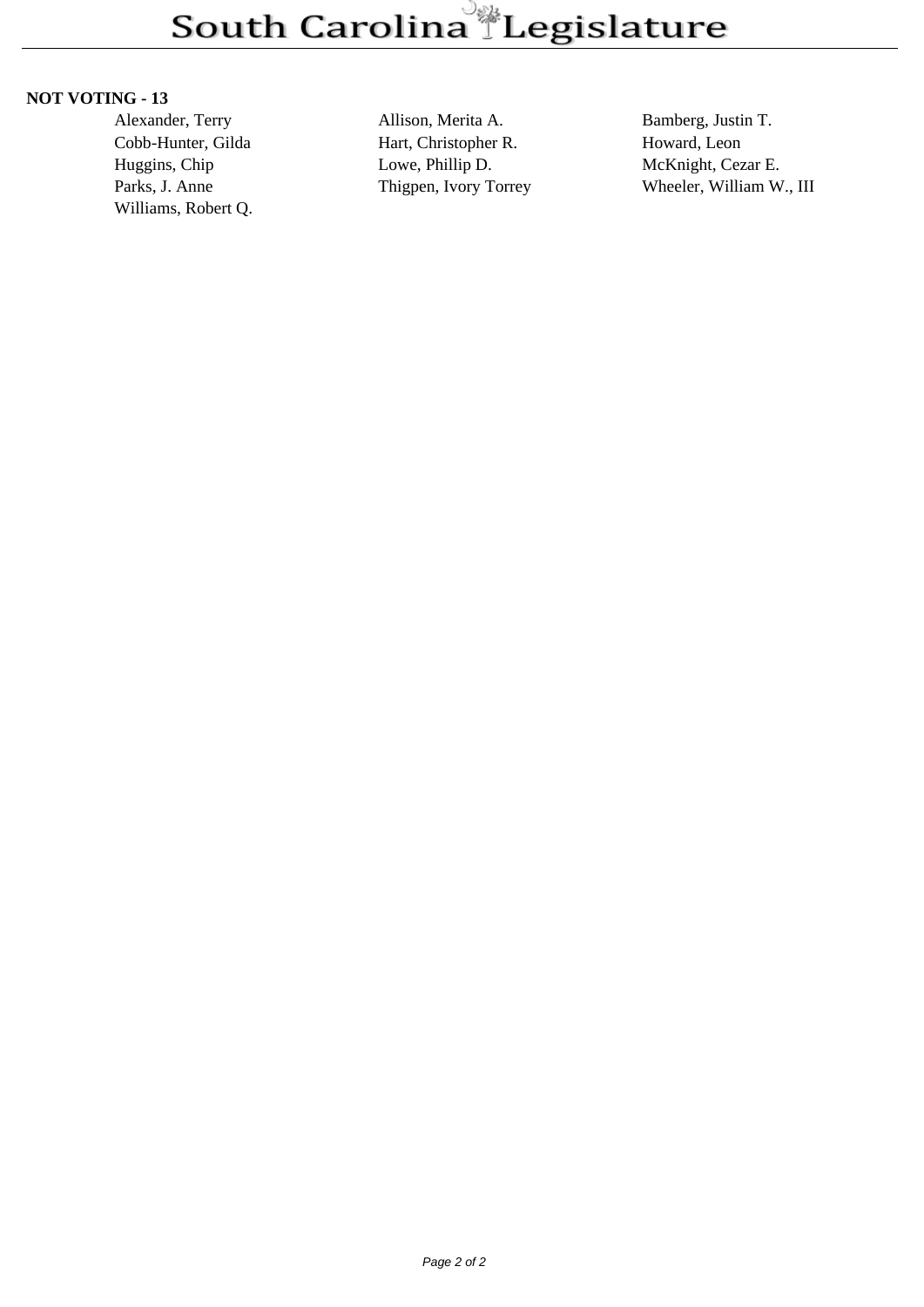**NOT VOTING - 13**

| | | |
|---|---|---|
| Alexander, Terry | Allison, Merita A. | Bamberg, Justin T. |
| Cobb-Hunter, Gilda | Hart, Christopher R. | Howard, Leon |
| Huggins, Chip | Lowe, Phillip D. | McKnight, Cezar E. |
| Parks, J. Anne | Thigpen, Ivory Torrey | Wheeler, William W., III |
| Williams, Robert Q. | | |